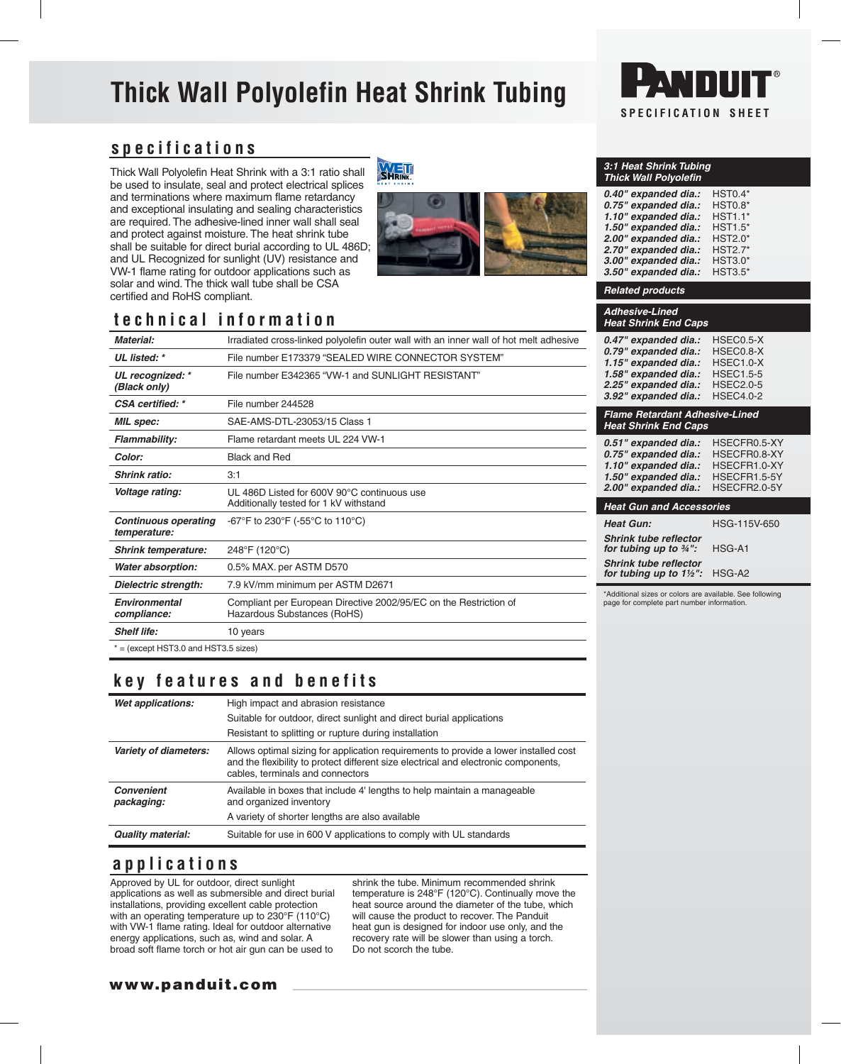# Thick Wall Polyolefin Heat Shrink Tubing

PANDUIT®
SPECIFICATION SHEET

## specifications

Thick Wall Polyolefin Heat Shrink with a 3:1 ratio shall be used to insulate, seal and protect electrical splices and terminations where maximum flame retardancy and exceptional insulating and sealing characteristics are required. The adhesive-lined inner wall shall seal and protect against moisture. The heat shrink tube shall be suitable for direct burial according to UL 486D; and UL Recognized for sunlight (UV) resistance and VW-1 flame rating for outdoor applications such as solar and wind. The thick wall tube shall be CSA certified and RoHS compliant.

## technical information

| | |
|---|---|
| ***Material:*** | Irradiated cross-linked polyolefin outer wall with an inner wall of hot melt adhesive |
| ***UL listed: **** | File number E173379 "SEALED WIRE CONNECTOR SYSTEM" |
| ***UL recognized: * (Black only)*** | File number E342365 "VW-1 and SUNLIGHT RESISTANT" |
| ***CSA certified: **** | File number 244528 |
| ***MIL spec:*** | SAE-AMS-DTL-23053/15 Class 1 |
| ***Flammability:*** | Flame retardant meets UL 224 VW-1 |
| ***Color:*** | Black and Red |
| ***Shrink ratio:*** | 3:1 |
| ***Voltage rating:*** | UL 486D Listed for 600V 90°C continuous use<br>Additionally tested for 1 kV withstand |
| ***Continuous operating temperature:*** | -67°F to 230°F (-55°C to 110°C) |
| ***Shrink temperature:*** | 248°F (120°C) |
| ***Water absorption:*** | 0.5% MAX. per ASTM D570 |
| ***Dielectric strength:*** | 7.9 kV/mm minimum per ASTM D2671 |
| ***Environmental compliance:*** | Compliant per European Directive 2002/95/EC on the Restriction of Hazardous Substances (RoHS) |
| ***Shelf life:*** | 10 years |

* = (except HST3.0 and HST3.5 sizes)

## key features and benefits

| | |
|---|---|
| ***Wet applications:*** | High impact and abrasion resistance<br>Suitable for outdoor, direct sunlight and direct burial applications<br>Resistant to splitting or rupture during installation |
| ***Variety of diameters:*** | Allows optimal sizing for application requirements to provide a lower installed cost and the flexibility to protect different size electrical and electronic components, cables, terminals and connectors |
| ***Convenient packaging:*** | Available in boxes that include 4' lengths to help maintain a manageable and organized inventory<br>A variety of shorter lengths are also available |
| ***Quality material:*** | Suitable for use in 600 V applications to comply with UL standards |

## applications

Approved by UL for outdoor, direct sunlight applications as well as submersible and direct burial installations, providing excellent cable protection with an operating temperature up to 230°F (110°C) with VW-1 flame rating. Ideal for outdoor alternative energy applications, such as, wind and solar. A broad soft flame torch or hot air gun can be used to shrink the tube. Minimum recommended shrink temperature is 248°F (120°C). Continually move the heat source around the diameter of the tube, which will cause the product to recover. The Panduit heat gun is designed for indoor use only, and the recovery rate will be slower than using a torch. Do not scorch the tube.

**www.panduit.com**

### 3:1 Heat Shrink Tubing Thick Wall Polyolefin

| | |
|---|---|
| *0.40" expanded dia.:* | HST0.4* |
| *0.75" expanded dia.:* | HST0.8* |
| *1.10" expanded dia.:* | HST1.1* |
| *1.50" expanded dia.:* | HST1.5* |
| *2.00" expanded dia.:* | HST2.0* |
| *2.70" expanded dia.:* | HST2.7* |
| *3.00" expanded dia.:* | HST3.0* |
| *3.50" expanded dia.:* | HST3.5* |

### Related products

#### Adhesive-Lined Heat Shrink End Caps

| | |
|---|---|
| *0.47" expanded dia.:* | HSEC0.5-X |
| *0.79" expanded dia.:* | HSEC0.8-X |
| *1.15" expanded dia.:* | HSEC1.0-X |
| *1.58" expanded dia.:* | HSEC1.5-5 |
| *2.25" expanded dia.:* | HSEC2.0-5 |
| *3.92" expanded dia.:* | HSEC4.0-2 |

#### Flame Retardant Adhesive-Lined Heat Shrink End Caps

| | |
|---|---|
| *0.51" expanded dia.:* | HSECFR0.5-XY |
| *0.75" expanded dia.:* | HSECFR0.8-XY |
| *1.10" expanded dia.:* | HSECFR1.0-XY |
| *1.50" expanded dia.:* | HSECFR1.5-5Y |
| *2.00" expanded dia.:* | HSECFR2.0-5Y |

#### Heat Gun and Accessories

| | |
|---|---|
| *Heat Gun:* | HSG-115V-650 |
| *Shrink tube reflector for tubing up to ¾":* | HSG-A1 |
| *Shrink tube reflector for tubing up to 1½":* | HSG-A2 |

*Additional sizes or colors are available. See following page for complete part number information.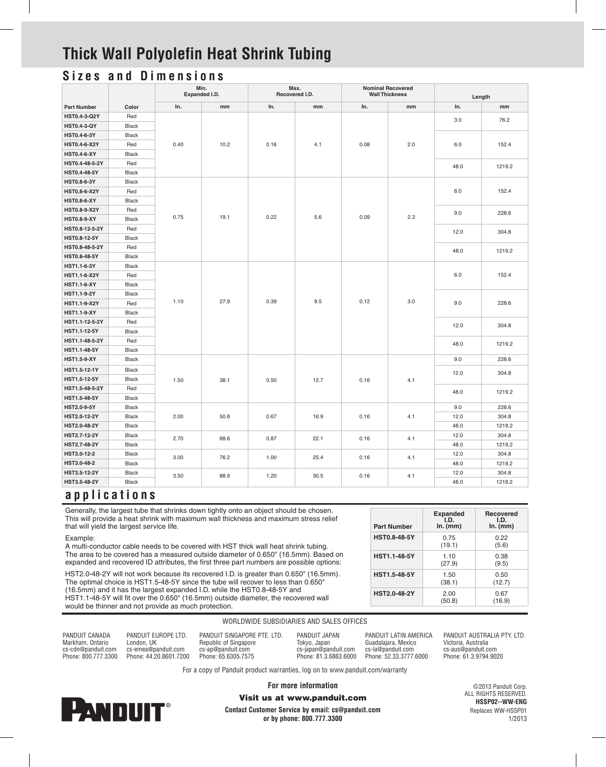# Thick Wall Polyolefin Heat Shrink Tubing

## Sizes and Dimensions

| | | Min. Expanded I.D. | | Max. Recovered I.D. | | Nominal Recovered Wall Thickness | | Length | |
|---|---|---|---|---|---|---|---|---|---|
| Part Number | Color | In. | mm | In. | mm | In. | mm | In. | mm |
| HST0.4-3-Q2Y | Red | 0.40 | 10.2 | 0.16 | 4.1 | 0.08 | 2.0 | 3.0 | 76.2 |
| HST0.4-3-QY | Black | | | | | | | | |
| HST0.4-6-3Y | Black | | | | | | | 6.0 | 152.4 |
| HST0.4-6-X2Y | Red | | | | | | | | |
| HST0.4-6-XY | Black | | | | | | | | |
| HST0.4-48-5-2Y | Red | | | | | | | 48.0 | 1219.2 |
| HST0.4-48-5Y | Black | | | | | | | | |
| HST0.8-6-3Y | Black | 0.75 | 19.1 | 0.22 | 5.6 | 0.09 | 2.3 | 6.0 | 152.4 |
| HST0.8-6-X2Y | Red | | | | | | | | |
| HST0.8-6-XY | Black | | | | | | | | |
| HST0.8-9-X2Y | Red | | | | | | | 9.0 | 228.6 |
| HST0.8-9-XY | Black | | | | | | | | |
| HST0.8-12-5-2Y | Red | | | | | | | 12.0 | 304.8 |
| HST0.8-12-5Y | Black | | | | | | | | |
| HST0.8-48-5-2Y | Red | | | | | | | 48.0 | 1219.2 |
| HST0.8-48-5Y | Black | | | | | | | | |
| HST1.1-6-3Y | Black | 1.10 | 27.9 | 0.39 | 9.5 | 0.12 | 3.0 | 6.0 | 152.4 |
| HST1.1-6-X2Y | Red | | | | | | | | |
| HST1.1-6-XY | Black | | | | | | | | |
| HST1.1-9-2Y | Black | | | | | | | 9.0 | 228.6 |
| HST1.1-9-X2Y | Red | | | | | | | | |
| HST1.1-9-XY | Black | | | | | | | | |
| HST1.1-12-5-2Y | Red | | | | | | | 12.0 | 304.8 |
| HST1.1-12-5Y | Black | | | | | | | | |
| HST1.1-48-5-2Y | Red | | | | | | | 48.0 | 1219.2 |
| HST1.1-48-5Y | Black | | | | | | | | |
| HST1.5-9-XY | Black | 1.50 | 38.1 | 0.50 | 12.7 | 0.16 | 4.1 | 9.0 | 228.6 |
| HST1.5-12-1Y | Black | | | | | | | 12.0 | 304.8 |
| HST1.5-12-5Y | Black | | | | | | | | |
| HST1.5-48-5-2Y | Red | | | | | | | 48.0 | 1219.2 |
| HST1.5-48-5Y | Black | | | | | | | | |
| HST2.0-9-5Y | Black | 2.00 | 50.8 | 0.67 | 16.9 | 0.16 | 4.1 | 9.0 | 228.6 |
| HST2.0-12-2Y | Black | | | | | | | 12.0 | 304.8 |
| HST2.0-48-2Y | Black | | | | | | | 48.0 | 1219.2 |
| HST2.7-12-2Y | Black | 2.70 | 68.6 | 0.87 | 22.1 | 0.16 | 4.1 | 12.0 | 304.8 |
| HST2.7-48-2Y | Black | | | | | | | 48.0 | 1219.2 |
| HST3.0-12-2 | Black | 3.00 | 76.2 | 1.00 | 25.4 | 0.16 | 4.1 | 12.0 | 304.8 |
| HST3.0-48-2 | Black | | | | | | | 48.0 | 1219.2 |
| HST3.5-12-2Y | Black | 3.50 | 88.9 | 1.20 | 30.5 | 0.16 | 4.1 | 12.0 | 304.8 |
| HST3.5-48-2Y | Black | | | | | | | 48.0 | 1219.2 |

## applications

Generally, the largest tube that shrinks down tightly onto an object should be chosen. This will provide a heat shrink with maximum wall thickness and maximum stress relief that will yield the largest service life.

Example:
A multi-conductor cable needs to be covered with HST thick wall heat shrink tubing. The area to be covered has a measured outside diameter of 0.650" (16.5mm). Based on expanded and recovered ID attributes, the first three part numbers are possible options:

HST2.0-48-2Y will not work because its recovered I.D. is greater than 0.650" (16.5mm). The optimal choice is HST1.5-48-5Y since the tube will recover to less than 0.650" (16.5mm) and it has the largest expanded I.D. while the HST0.8-48-5Y and HST1.1-48-5Y will fit over the 0.650" (16.5mm) outside diameter, the recovered wall would be thinner and not provide as much protection.

| Part Number | Expanded I.D. In. (mm) | Recovered I.D. In. (mm) |
|---|---|---|
| HST0.8-48-5Y | 0.75 (19.1) | 0.22 (5.6) |
| HST1.1-48-5Y | 1.10 (27.9) | 0.38 (9.5) |
| HST1.5-48-5Y | 1.50 (38.1) | 0.50 (12.7) |
| HST2.0-48-2Y | 2.00 (50.8) | 0.67 (16.9) |

WORLDWIDE SUBSIDIARIES AND SALES OFFICES

PANDUIT CANADA
Markham, Ontario
cs-cdn@panduit.com
Phone: 800.777.3300

PANDUIT EUROPE LTD.
London, UK
cs-emea@panduit.com
Phone: 44.20.8601.7200

PANDUIT SINGAPORE PTE. LTD.
Republic of Singapore
cs-ap@panduit.com
Phone: 65.6305.7575

PANDUIT JAPAN
Tokyo, Japan
cs-japan@panduit.com
Phone: 81.3.6863.6000

PANDUIT LATIN AMERICA
Guadalajara, Mexico
cs-la@panduit.com
Phone: 52.33.3777.6000

PANDUIT AUSTRALIA PTY. LTD.
Victoria, Australia
cs-aus@panduit.com
Phone: 61.3.9794.9020

For a copy of Panduit product warranties, log on to www.panduit.com/warranty

PANDUIT®

**For more information**

**Visit us at www.panduit.com**

**Contact Customer Service by email: cs@panduit.com or by phone: 800.777.3300**

©2013 Panduit Corp.
ALL RIGHTS RESERVED.
**HSSP02--WW-ENG**
Replaces WW-HSSP01
1/2013